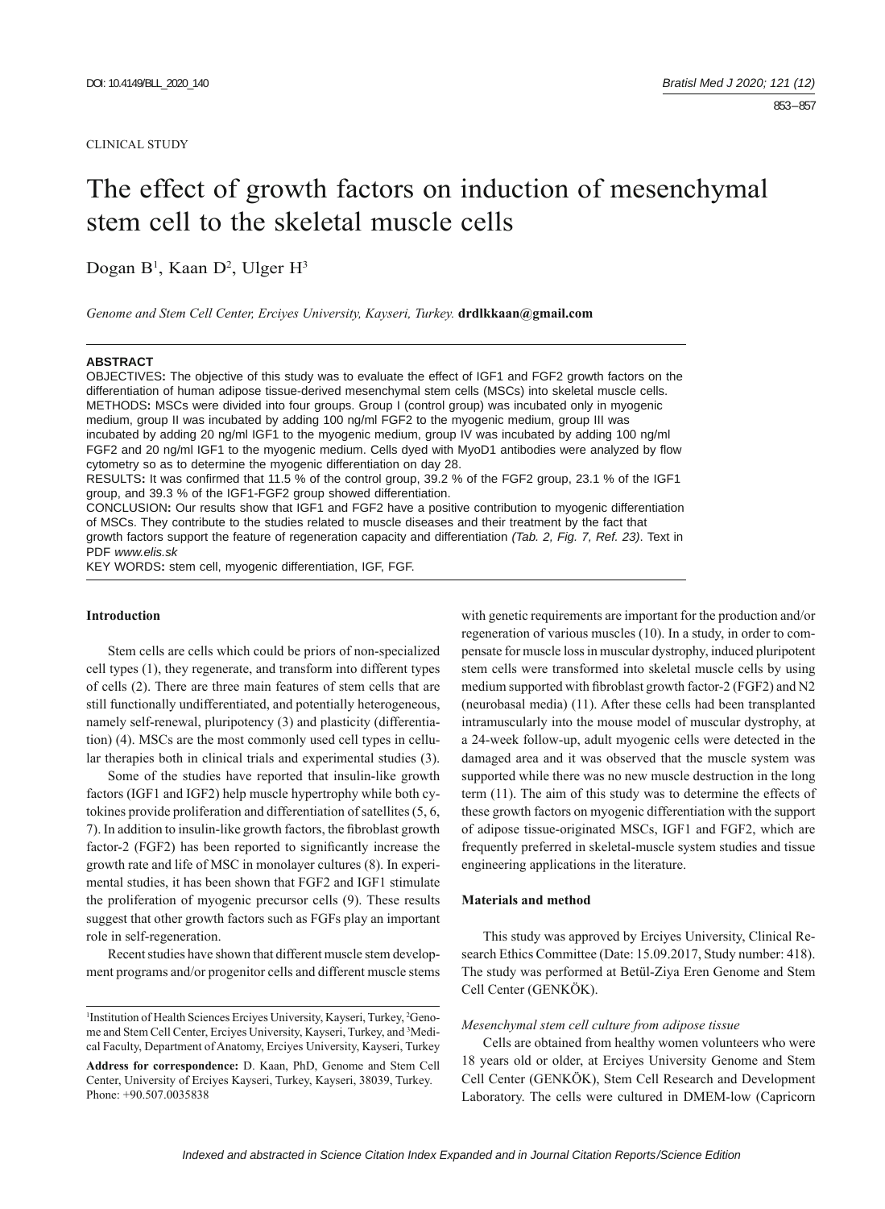CLINICAL STUDY

# The effect of growth factors on induction of mesenchymal stem cell to the skeletal muscle cells

Dogan B[1], Kaan D[2], Ulger H[3]

*Genome and Stem Cell Center, Erciyes University, Kayseri, Turkey.* **drdlkkaan@gmail.com**

## ABSTRACT

OBJECTIVES**:** The objective of this study was to evaluate the effect of IGF1 and FGF2 growth factors on the differentiation of human adipose tissue-derived mesenchymal stem cells (MSCs) into skeletal muscle cells.
METHODS**:** MSCs were divided into four groups. Group I (control group) was incubated only in myogenic medium, group II was incubated by adding 100 ng/ml FGF2 to the myogenic medium, group III was incubated by adding 20 ng/ml IGF1 to the myogenic medium, group IV was incubated by adding 100 ng/ml FGF2 and 20 ng/ml IGF1 to the myogenic medium. Cells dyed with MyoD1 antibodies were analyzed by flow cytometry so as to determine the myogenic differentiation on day 28.
RESULTS**:** It was confirmed that 11.5 % of the control group, 39.2 % of the FGF2 group, 23.1 % of the IGF1 group, and 39.3 % of the IGF1-FGF2 group showed differentiation.
CONCLUSION**:** Our results show that IGF1 and FGF2 have a positive contribution to myogenic differentiation of MSCs. They contribute to the studies related to muscle diseases and their treatment by the fact that growth factors support the feature of regeneration capacity and differentiation *(Tab. 2, Fig. 7, Ref. 23)*. Text in PDF *www.elis.sk*
KEY WORDS**:** stem cell, myogenic differentiation, IGF, FGF.

## Introduction

Stem cells are cells which could be priors of non-specialized cell types (1), they regenerate, and transform into different types of cells (2). There are three main features of stem cells that are still functionally undifferentiated, and potentially heterogeneous, namely self-renewal, pluripotency (3) and plasticity (differentiation) (4). MSCs are the most commonly used cell types in cellular therapies both in clinical trials and experimental studies (3).

Some of the studies have reported that insulin-like growth factors (IGF1 and IGF2) help muscle hypertrophy while both cytokines provide proliferation and differentiation of satellites (5, 6, 7). In addition to insulin-like growth factors, the fibroblast growth factor-2 (FGF2) has been reported to significantly increase the growth rate and life of MSC in monolayer cultures (8). In experimental studies, it has been shown that FGF2 and IGF1 stimulate the proliferation of myogenic precursor cells (9). These results suggest that other growth factors such as FGFs play an important role in self-regeneration.

Recent studies have shown that different muscle stem development programs and/or progenitor cells and different muscle stems with genetic requirements are important for the production and/or regeneration of various muscles (10). In a study, in order to compensate for muscle loss in muscular dystrophy, induced pluripotent stem cells were transformed into skeletal muscle cells by using medium supported with fibroblast growth factor-2 (FGF2) and N2 (neurobasal media) (11). After these cells had been transplanted intramuscularly into the mouse model of muscular dystrophy, at a 24-week follow-up, adult myogenic cells were detected in the damaged area and it was observed that the muscle system was supported while there was no new muscle destruction in the long term (11). The aim of this study was to determine the effects of these growth factors on myogenic differentiation with the support of adipose tissue-originated MSCs, IGF1 and FGF2, which are frequently preferred in skeletal-muscle system studies and tissue engineering applications in the literature.

## Materials and method

This study was approved by Erciyes University, Clinical Research Ethics Committee (Date: 15.09.2017, Study number: 418). The study was performed at Betül-Ziya Eren Genome and Stem Cell Center (GENKÖK).

### *Mesenchymal stem cell culture from adipose tissue*

Cells are obtained from healthy women volunteers who were 18 years old or older, at Erciyes University Genome and Stem Cell Center (GENKÖK), Stem Cell Research and Development Laboratory. The cells were cultured in DMEM-low (Capricorn

---

[1]Institution of Health Sciences Erciyes University, Kayseri, Turkey, [2]Genome and Stem Cell Center, Erciyes University, Kayseri, Turkey, and [3]Medical Faculty, Department of Anatomy, Erciyes University, Kayseri, Turkey

**Address for correspondence:** D. Kaan, PhD, Genome and Stem Cell Center, University of Erciyes Kayseri, Turkey, Kayseri, 38039, Turkey. Phone: +90.507.0035838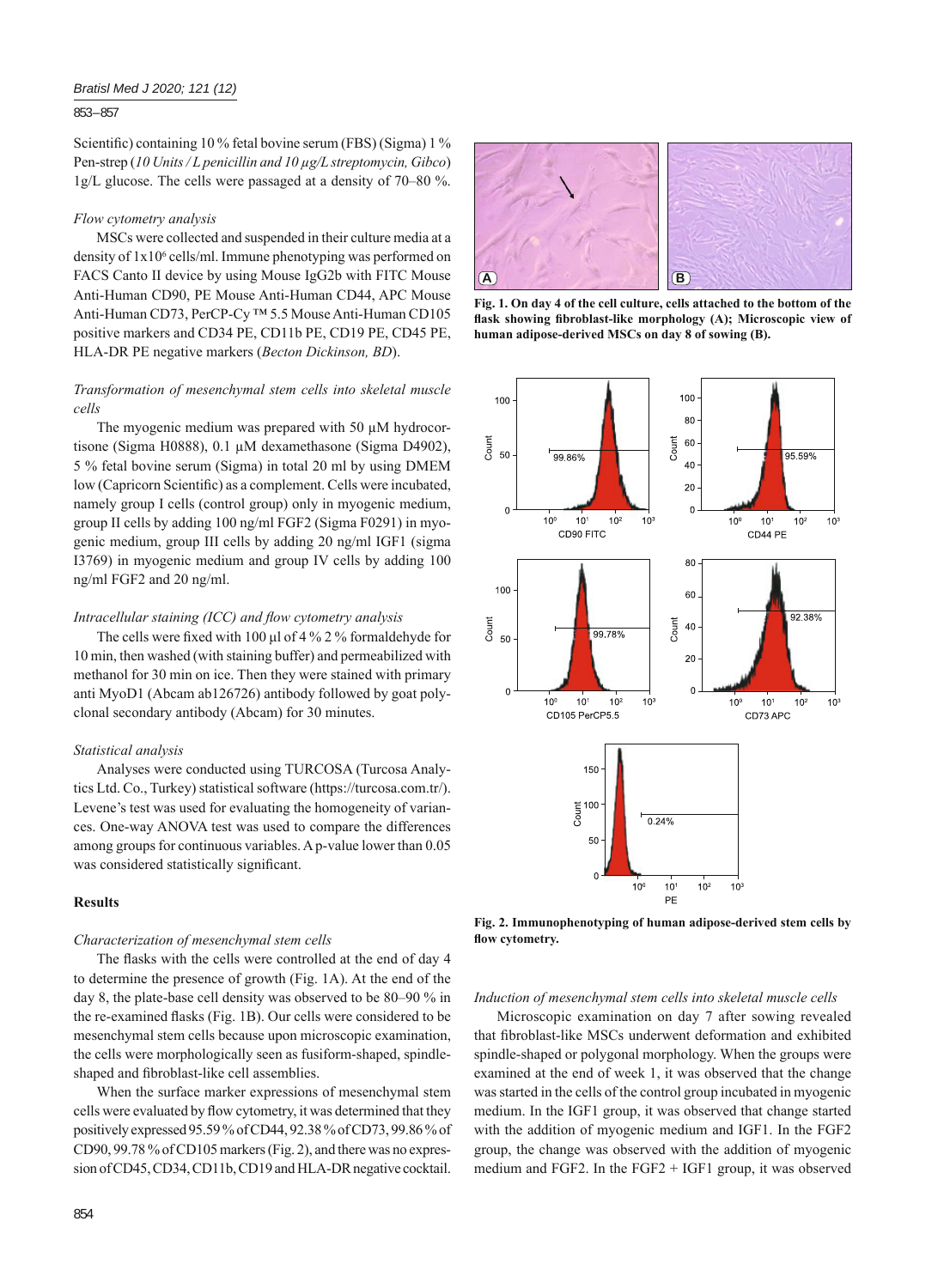Scientific) containing 10 % fetal bovine serum (FBS) (Sigma) 1 % Pen-strep (*10 Units / L penicillin and 10 μg/L streptomycin, Gibco*) 1g/L glucose. The cells were passaged at a density of 70–80 %.

### *Flow cytometry analysis*

MSCs were collected and suspended in their culture media at a density of $1x10^6$ cells/ml. Immune phenotyping was performed on FACS Canto II device by using Mouse IgG2b with FITC Mouse Anti-Human CD90, PE Mouse Anti-Human CD44, APC Mouse Anti-Human CD73, PerCP-Cy ™ 5.5 Mouse Anti-Human CD105 positive markers and CD34 PE, CD11b PE, CD19 PE, CD45 PE, HLA-DR PE negative markers (*Becton Dickinson, BD*).

### *Transformation of mesenchymal stem cells into skeletal muscle cells*

The myogenic medium was prepared with 50 μM hydrocortisone (Sigma H0888), 0.1 μM dexamethasone (Sigma D4902), 5 % fetal bovine serum (Sigma) in total 20 ml by using DMEM low (Capricorn Scientific) as a complement. Cells were incubated, namely group I cells (control group) only in myogenic medium, group II cells by adding 100 ng/ml FGF2 (Sigma F0291) in myogenic medium, group III cells by adding 20 ng/ml IGF1 (sigma I3769) in myogenic medium and group IV cells by adding 100 ng/ml FGF2 and 20 ng/ml.

### *Intracellular staining (ICC) and flow cytometry analysis*

The cells were fixed with 100 μl of 4 % 2 % formaldehyde for 10 min, then washed (with staining buffer) and permeabilized with methanol for 30 min on ice. Then they were stained with primary anti MyoD1 (Abcam ab126726) antibody followed by goat polyclonal secondary antibody (Abcam) for 30 minutes.

### *Statistical analysis*

Analyses were conducted using TURCOSA (Turcosa Analytics Ltd. Co., Turkey) statistical software (https://turcosa.com.tr/). Levene's test was used for evaluating the homogeneity of variances. One-way ANOVA test was used to compare the differences among groups for continuous variables. A p-value lower than 0.05 was considered statistically significant.

## Results

### *Characterization of mesenchymal stem cells*

The flasks with the cells were controlled at the end of day 4 to determine the presence of growth (Fig. 1A). At the end of the day 8, the plate-base cell density was observed to be 80–90 % in the re-examined flasks (Fig. 1B). Our cells were considered to be mesenchymal stem cells because upon microscopic examination, the cells were morphologically seen as fusiform-shaped, spindle-shaped and fibroblast-like cell assemblies.

When the surface marker expressions of mesenchymal stem cells were evaluated by flow cytometry, it was determined that they positively expressed 95.59 % of CD44, 92.38 % of CD73, 99.86 % of CD90, 99.78 % of CD105 markers (Fig. 2), and there was no expression of CD45, CD34, CD11b, CD19 and HLA-DR negative cocktail.

**Fig. 1. On day 4 of the cell culture, cells attached to the bottom of the flask showing fibroblast-like morphology (A); Microscopic view of human adipose-derived MSCs on day 8 of sowing (B).**

**Fig. 2. Immunophenotyping of human adipose-derived stem cells by flow cytometry.**

### *Induction of mesenchymal stem cells into skeletal muscle cells*

Microscopic examination on day 7 after sowing revealed that fibroblast-like MSCs underwent deformation and exhibited spindle-shaped or polygonal morphology. When the groups were examined at the end of week 1, it was observed that the change was started in the cells of the control group incubated in myogenic medium. In the IGF1 group, it was observed that change started with the addition of myogenic medium and IGF1. In the FGF2 group, the change was observed with the addition of myogenic medium and FGF2. In the FGF2 + IGF1 group, it was observed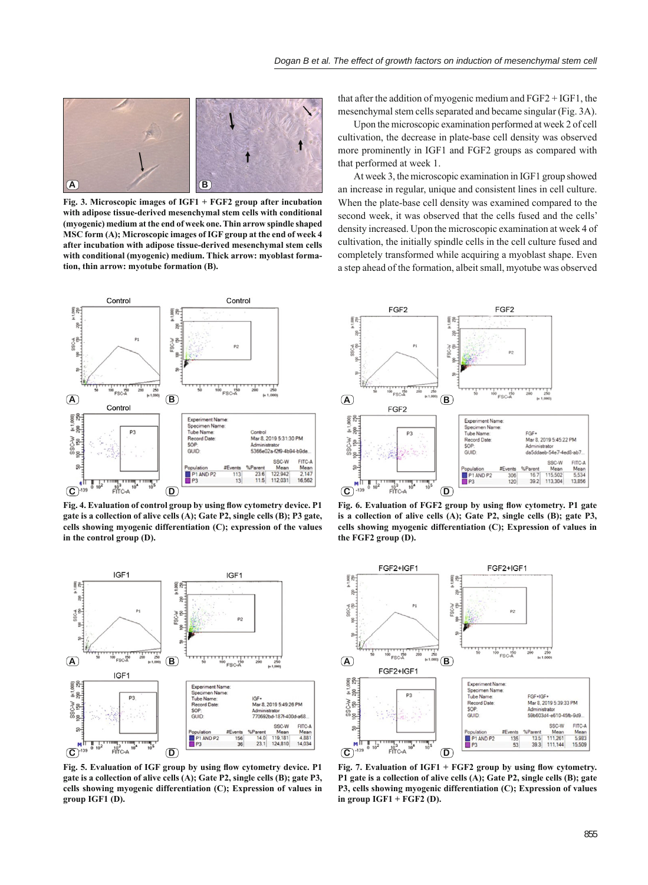that after the addition of myogenic medium and FGF2 + IGF1, the mesenchymal stem cells separated and became singular (Fig. 3A).

Upon the microscopic examination performed at week 2 of cell cultivation, the decrease in plate-base cell density was observed more prominently in IGF1 and FGF2 groups as compared with that performed at week 1.

At week 3, the microscopic examination in IGF1 group showed an increase in regular, unique and consistent lines in cell culture. When the plate-base cell density was examined compared to the second week, it was observed that the cells fused and the cells' density increased. Upon the microscopic examination at week 4 of cultivation, the initially spindle cells in the cell culture fused and completely transformed while acquiring a myoblast shape. Even a step ahead of the formation, albeit small, myotube was observed

**Fig. 3. Microscopic images of IGF1 + FGF2 group after incubation with adipose tissue-derived mesenchymal stem cells with conditional (myogenic) medium at the end of week one. Thin arrow spindle shaped MSC form (A); Microscopic images of IGF group at the end of week 4 after incubation with adipose tissue-derived mesenchymal stem cells with conditional (myogenic) medium. Thick arrow: myoblast formation, thin arrow: myotube formation (B).**

**Fig. 4. Evaluation of control group by using flow cytometry device. P1 gate is a collection of alive cells (A); Gate P2, single cells (B); P3 gate, cells showing myogenic differentiation (C); expression of the values in the control group (D).**

**Fig. 5. Evaluation of IGF group by using flow cytometry device. P1 gate is a collection of alive cells (A); Gate P2, single cells (B); gate P3, cells showing myogenic differentiation (C); Expression of values in group IGF1 (D).**

**Fig. 6. Evaluation of FGF2 group by using flow cytometry. P1 gate is a collection of alive cells (A); Gate P2, single cells (B); gate P3, cells showing myogenic differentiation (C); Expression of values in the FGF2 group (D).**

**Fig. 7. Evaluation of IGF1 + FGF2 group by using flow cytometry. P1 gate is a collection of alive cells (A); Gate P2, single cells (B); gate P3, cells showing myogenic differentiation (C); Expression of values in group IGF1 + FGF2 (D).**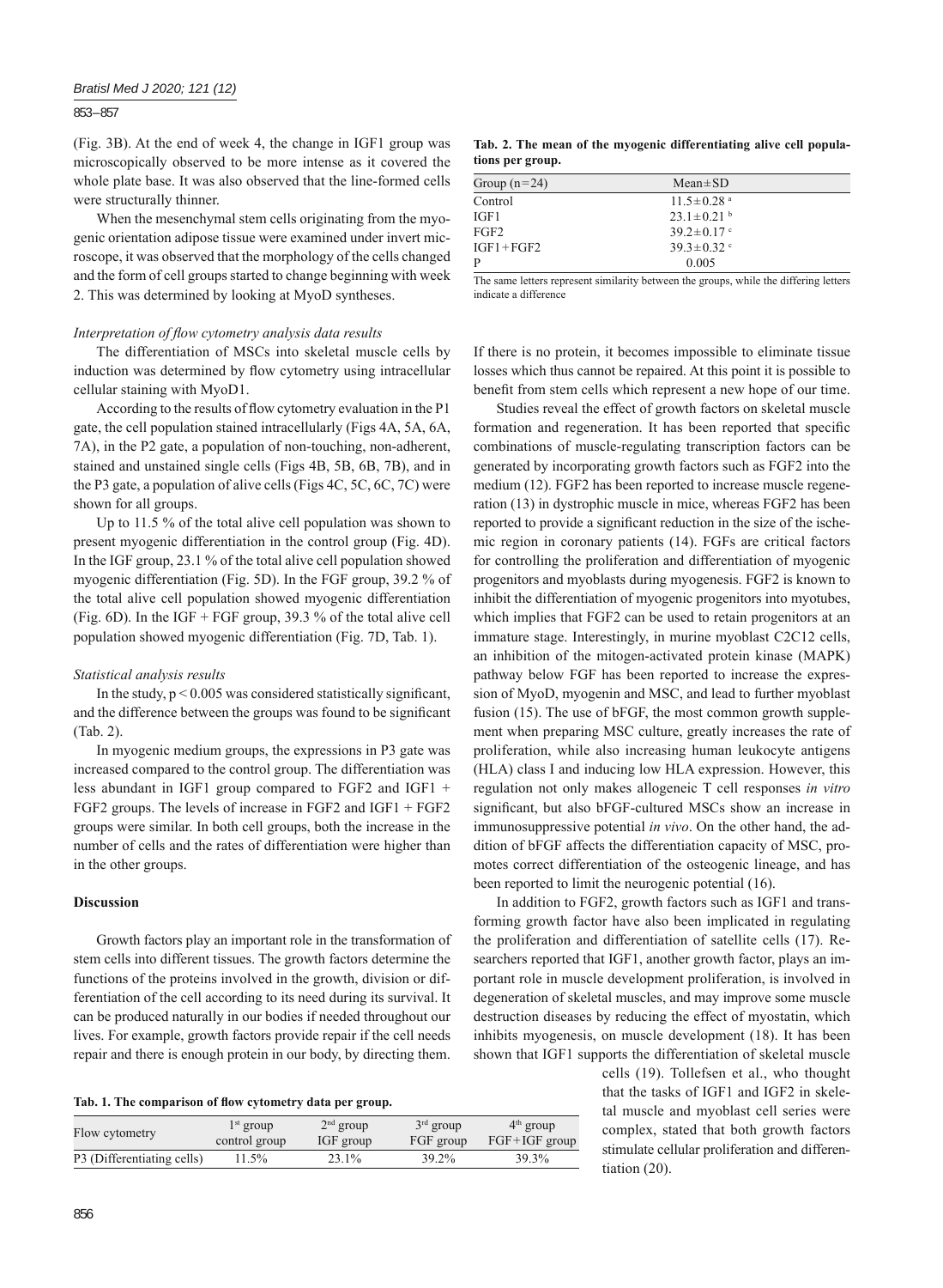(Fig. 3B). At the end of week 4, the change in IGF1 group was microscopically observed to be more intense as it covered the whole plate base. It was also observed that the line-formed cells were structurally thinner.

When the mesenchymal stem cells originating from the myogenic orientation adipose tissue were examined under invert microscope, it was observed that the morphology of the cells changed and the form of cell groups started to change beginning with week 2. This was determined by looking at MyoD syntheses.

### *Interpretation of flow cytometry analysis data results*

The differentiation of MSCs into skeletal muscle cells by induction was determined by flow cytometry using intracellular cellular staining with MyoD1.

According to the results of flow cytometry evaluation in the P1 gate, the cell population stained intracellularly (Figs 4A, 5A, 6A, 7A), in the P2 gate, a population of non-touching, non-adherent, stained and unstained single cells (Figs 4B, 5B, 6B, 7B), and in the P3 gate, a population of alive cells (Figs 4C, 5C, 6C, 7C) were shown for all groups.

Up to 11.5 % of the total alive cell population was shown to present myogenic differentiation in the control group (Fig. 4D). In the IGF group, 23.1 % of the total alive cell population showed myogenic differentiation (Fig. 5D). In the FGF group, 39.2 % of the total alive cell population showed myogenic differentiation (Fig. 6D). In the IGF + FGF group, 39.3 % of the total alive cell population showed myogenic differentiation (Fig. 7D, Tab. 1).

### *Statistical analysis results*

In the study, $p < 0.005$ was considered statistically significant, and the difference between the groups was found to be significant (Tab. 2).

In myogenic medium groups, the expressions in P3 gate was increased compared to the control group. The differentiation was less abundant in IGF1 group compared to FGF2 and IGF1 + FGF2 groups. The levels of increase in FGF2 and IGF1 + FGF2 groups were similar. In both cell groups, both the increase in the number of cells and the rates of differentiation were higher than in the other groups.

## Discussion

Growth factors play an important role in the transformation of stem cells into different tissues. The growth factors determine the functions of the proteins involved in the growth, division or differentiation of the cell according to its need during its survival. It can be produced naturally in our bodies if needed throughout our lives. For example, growth factors provide repair if the cell needs repair and there is enough protein in our body, by directing them. If there is no protein, it becomes impossible to eliminate tissue losses which thus cannot be repaired. At this point it is possible to benefit from stem cells which represent a new hope of our time.

Studies reveal the effect of growth factors on skeletal muscle formation and regeneration. It has been reported that specific combinations of muscle-regulating transcription factors can be generated by incorporating growth factors such as FGF2 into the medium (12). FGF2 has been reported to increase muscle regeneration (13) in dystrophic muscle in mice, whereas FGF2 has been reported to provide a significant reduction in the size of the ischemic region in coronary patients (14). FGFs are critical factors for controlling the proliferation and differentiation of myogenic progenitors and myoblasts during myogenesis. FGF2 is known to inhibit the differentiation of myogenic progenitors into myotubes, which implies that FGF2 can be used to retain progenitors at an immature stage. Interestingly, in murine myoblast C2C12 cells, an inhibition of the mitogen-activated protein kinase (MAPK) pathway below FGF has been reported to increase the expression of MyoD, myogenin and MSC, and lead to further myoblast fusion (15). The use of bFGF, the most common growth supplement when preparing MSC culture, greatly increases the rate of proliferation, while also increasing human leukocyte antigens (HLA) class I and inducing low HLA expression. However, this regulation not only makes allogeneic T cell responses *in vitro* significant, but also bFGF-cultured MSCs show an increase in immunosuppressive potential *in vivo*. On the other hand, the addition of bFGF affects the differentiation capacity of MSC, promotes correct differentiation of the osteogenic lineage, and has been reported to limit the neurogenic potential (16).

In addition to FGF2, growth factors such as IGF1 and transforming growth factor have also been implicated in regulating the proliferation and differentiation of satellite cells (17). Researchers reported that IGF1, another growth factor, plays an important role in muscle development proliferation, is involved in degeneration of skeletal muscles, and may improve some muscle destruction diseases by reducing the effect of myostatin, which inhibits myogenesis, on muscle development (18). It has been shown that IGF1 supports the differentiation of skeletal muscle cells (19). Tollefsen et al., who thought that the tasks of IGF1 and IGF2 in skeletal muscle and myoblast cell series were complex, stated that both growth factors stimulate cellular proliferation and differentiation (20).

**Tab. 1. The comparison of flow cytometry data per group.**

| Flow cytometry | 1st group control group | 2nd group IGF group | 3rd group FGF group | 4th group FGF+IGF group |
|---|---|---|---|---|
| P3 (Differentiating cells) | 11.5% | 23.1% | 39.2% | 39.3% |

**Tab. 2. The mean of the myogenic differentiating alive cell populations per group.**

| Group (n=24) | Mean±SD |
|---|---|
| Control | 11.5±0.28 [a] |
| IGF1 | 23.1±0.21 [b] |
| FGF2 | 39.2±0.17 [c] |
| IGF1+FGF2 | 39.3±0.32 [c] |
| P | 0.005 |

The same letters represent similarity between the groups, while the differing letters indicate a difference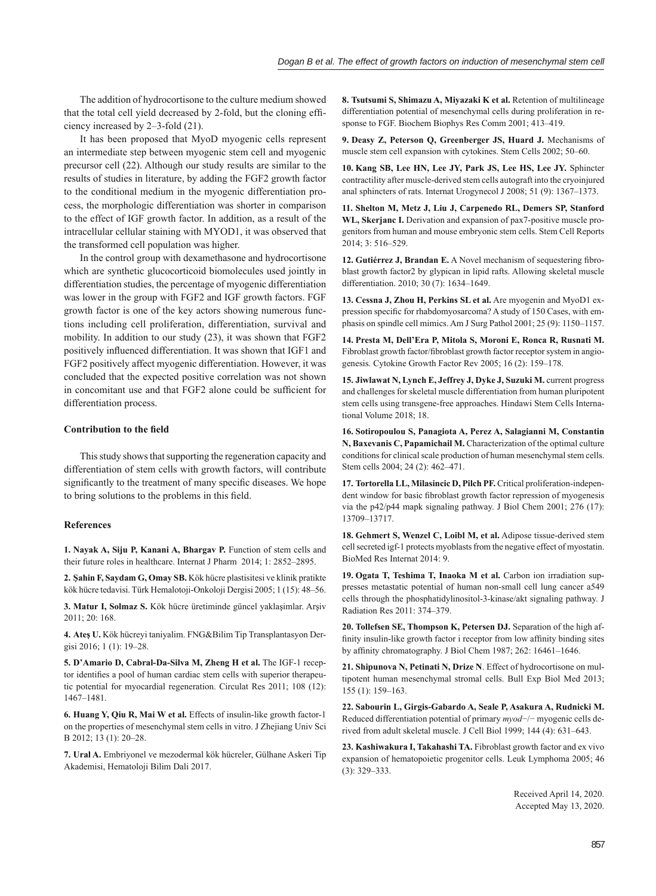The addition of hydrocortisone to the culture medium showed that the total cell yield decreased by 2-fold, but the cloning efficiency increased by 2–3-fold (21).

It has been proposed that MyoD myogenic cells represent an intermediate step between myogenic stem cell and myogenic precursor cell (22). Although our study results are similar to the results of studies in literature, by adding the FGF2 growth factor to the conditional medium in the myogenic differentiation process, the morphologic differentiation was shorter in comparison to the effect of IGF growth factor. In addition, as a result of the intracellular cellular staining with MYOD1, it was observed that the transformed cell population was higher.

In the control group with dexamethasone and hydrocortisone which are synthetic glucocorticoid biomolecules used jointly in differentiation studies, the percentage of myogenic differentiation was lower in the group with FGF2 and IGF growth factors. FGF growth factor is one of the key actors showing numerous functions including cell proliferation, differentiation, survival and mobility. In addition to our study (23), it was shown that FGF2 positively influenced differentiation. It was shown that IGF1 and FGF2 positively affect myogenic differentiation. However, it was concluded that the expected positive correlation was not shown in concomitant use and that FGF2 alone could be sufficient for differentiation process.

### Contribution to the field

This study shows that supporting the regeneration capacity and differentiation of stem cells with growth factors, will contribute significantly to the treatment of many specific diseases. We hope to bring solutions to the problems in this field.

### References

**1. Nayak A, Siju P, Kanani A, Bhargav P.** Function of stem cells and their future roles in healthcare. Internat J Pharm 2014; 1: 2852–2895.

**2. Şahin F, Saydam G, Omay SB.** Kök hücre plastisitesi ve klinik pratikte kök hücre tedavisi. Türk Hematolotji-Onkoloji Dergisi 2005; l (15): 48–56.

**3. Matur I, Solmaz S.** Kök hücre üretiminde güncel yaklaşimlar. Arşiv 2011; 20: 168.

**4. Ateş U.** Kök hücreyi taniyalim. FNG&Bilim Tip Transplantasyon Dergisi 2016; 1 (1): 19–28.

**5. D'Amario D, Cabral-Da-Silva M, Zheng H et al.** The IGF-1 receptor identifies a pool of human cardiac stem cells with superior therapeutic potential for myocardial regeneration. Circulat Res 2011; 108 (12): 1467–1481.

**6. Huang Y, Qiu R, Mai W et al.** Effects of insulin-like growth factor-1 on the properties of mesenchymal stem cells in vitro. J Zhejiang Univ Sci B 2012; 13 (1): 20–28.

**7. Ural A.** Embriyonel ve mezodermal kök hücreler, Gülhane Askeri Tip Akademisi, Hematoloji Bilim Dali 2017.

**8. Tsutsumi S, Shimazu A, Miyazaki K et al.** Retention of multilineage differentiation potential of mesenchymal cells during proliferation in response to FGF. Biochem Biophys Res Comm 2001; 413–419.

**9. Deasy Z, Peterson Q, Greenberger JS, Huard J.** Mechanisms of muscle stem cell expansion with cytokines. Stem Cells 2002; 50–60.

**10. Kang SB, Lee HN, Lee JY, Park JS, Lee HS, Lee JY.** Sphincter contractility after muscle-derived stem cells autograft into the cryoinjured anal sphincters of rats. Internat Urogynecol J 2008; 51 (9): 1367–1373.

**11. Shelton M, Metz J, Liu J, Carpenedo RL, Demers SP, Stanford WL, Skerjanc I.** Derivation and expansion of pax7-positive muscle progenitors from human and mouse embryonic stem cells. Stem Cell Reports 2014; 3: 516–529.

**12. Gutiérrez J, Brandan E.** A Novel mechanism of sequestering fibroblast growth factor2 by glypican in lipid rafts. Allowing skeletal muscle differentiation. 2010; 30 (7): 1634–1649.

**13. Cessna J, Zhou H, Perkins SL et al.** Are myogenin and MyoD1 expression specific for rhabdomyosarcoma? A study of 150 Cases, with emphasis on spindle cell mimics. Am J Surg Pathol 2001; 25 (9): 1150–1157.

**14. Presta M, Dell'Era P, Mitola S, Moroni E, Ronca R, Rusnati M.** Fibroblast growth factor/fibroblast growth factor receptor system in angiogenesis. Cytokine Growth Factor Rev 2005; 16 (2): 159–178.

**15. Jiwlawat N, Lynch E, Jeffrey J, Dyke J, Suzuki M.** current progress and challenges for skeletal muscle differentiation from human pluripotent stem cells using transgene-free approaches. Hindawi Stem Cells International Volume 2018; 18.

**16. Sotiropoulou S, Panagiota A, Perez A, Salagianni M, Constantin N, Baxevanis C, Papamichail M.** Characterization of the optimal culture conditions for clinical scale production of human mesenchymal stem cells. Stem cells 2004; 24 (2): 462–471.

**17. Tortorella LL, Milasincic D, Pilch PF.** Critical proliferation-independent window for basic fibroblast growth factor repression of myogenesis via the p42/p44 mapk signaling pathway. J Biol Chem 2001; 276 (17): 13709–13717.

**18. Gehmert S, Wenzel C, Loibl M, et al.** Adipose tissue-derived stem cell secreted igf-1 protects myoblasts from the negative effect of myostatin. BioMed Res Internat 2014: 9.

**19. Ogata T, Teshima T, Inaoka M et al.** Carbon ion irradiation suppresses metastatic potential of human non-small cell lung cancer a549 cells through the phosphatidylinositol-3-kinase/akt signaling pathway. J Radiation Res 2011: 374–379.

**20. Tollefsen SE, Thompson K, Petersen DJ.** Separation of the high affinity insulin-like growth factor i receptor from low affinity binding sites by affinity chromatography. J Biol Chem 1987; 262: 16461–1646.

**21. Shipunova N, Petinati N, Drize N**. Effect of hydrocortisone on multipotent human mesenchymal stromal cells. Bull Exp Biol Med 2013; 155 (1): 159–163.

**22. Sabourin L, Girgis-Gabardo A, Seale P, Asakura A, Rudnicki M.** Reduced differentiation potential of primary *myod*−/− myogenic cells derived from adult skeletal muscle. J Cell Biol 1999; 144 (4): 631–643.

**23. Kashiwakura I, Takahashi TA.** Fibroblast growth factor and ex vivo expansion of hematopoietic progenitor cells. Leuk Lymphoma 2005; 46 (3): 329–333.

Received April 14, 2020.
Accepted May 13, 2020.